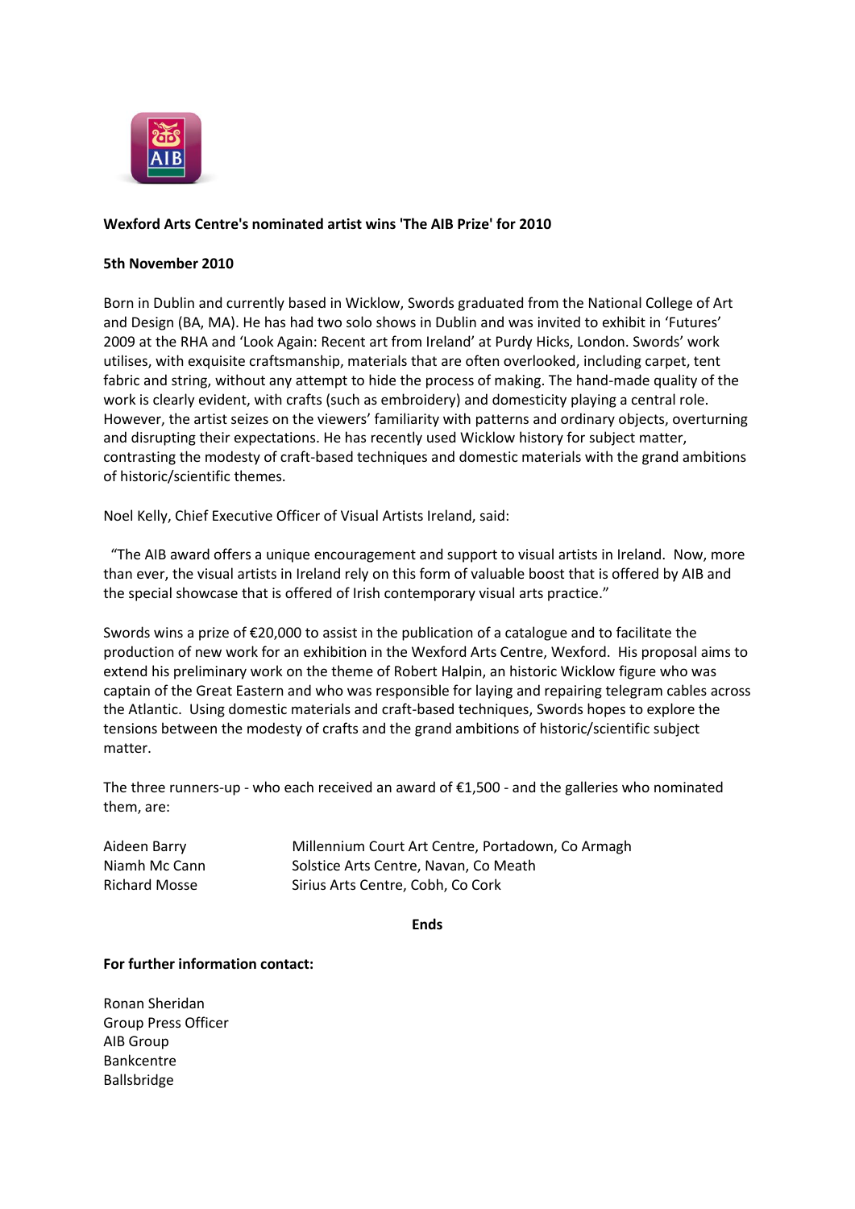**Wexford Arts Centre's nominated artist wins 'The AIB Prize' for 2010**

**5th November 2010**

Born in Dublin and currently based in Wicklow, Swords graduated from the National College of Art and Design (BA, MA). He has had two solo shows in Dublin and was invited to exhibit in 'Futures' 2009 at the RHA and 'Look Again: Recent art from Ireland' at Purdy Hicks, London. Swords' work utilises, with exquisite craftsmanship, materials that are often overlooked, including carpet, tent fabric and string, without any attempt to hide the process of making. The hand-made quality of the work is clearly evident, with crafts (such as embroidery) and domesticity playing a central role. However, the artist seizes on the viewers' familiarity with patterns and ordinary objects, overturning and disrupting their expectations. He has recently used Wicklow history for subject matter, contrasting the modesty of craft-based techniques and domestic materials with the grand ambitions of historic/scientific themes.

Noel Kelly, Chief Executive Officer of Visual Artists Ireland, said:

"The AIB award offers a unique encouragement and support to visual artists in Ireland. Now, more than ever, the visual artists in Ireland rely on this form of valuable boost that is offered by AIB and the special showcase that is offered of Irish contemporary visual arts practice."

Swords wins a prize of €20,000 to assist in the publication of a catalogue and to facilitate the production of new work for an exhibition in the Wexford Arts Centre, Wexford. His proposal aims to extend his preliminary work on the theme of Robert Halpin, an historic Wicklow figure who was captain of the Great Eastern and who was responsible for laying and repairing telegram cables across the Atlantic. Using domestic materials and craft-based techniques, Swords hopes to explore the tensions between the modesty of crafts and the grand ambitions of historic/scientific subject matter.

The three runners-up - who each received an award of €1,500 - and the galleries who nominated them, are:

| | |
|---|---|
| Aideen Barry | Millennium Court Art Centre, Portadown, Co Armagh |
| Niamh Mc Cann | Solstice Arts Centre, Navan, Co Meath |
| Richard Mosse | Sirius Arts Centre, Cobh, Co Cork |

**Ends**

**For further information contact:**

Ronan Sheridan
Group Press Officer
AIB Group
Bankcentre
Ballsbridge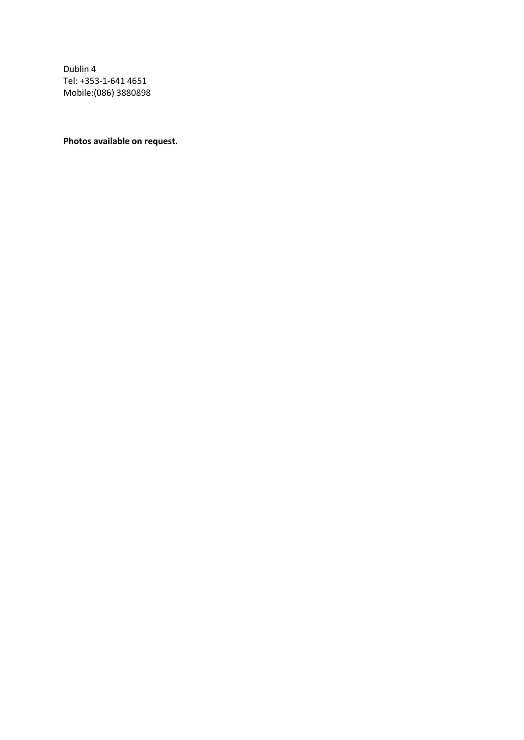Dublin 4
Tel: +353-1-641 4651
Mobile:(086) 3880898

**Photos available on request.**